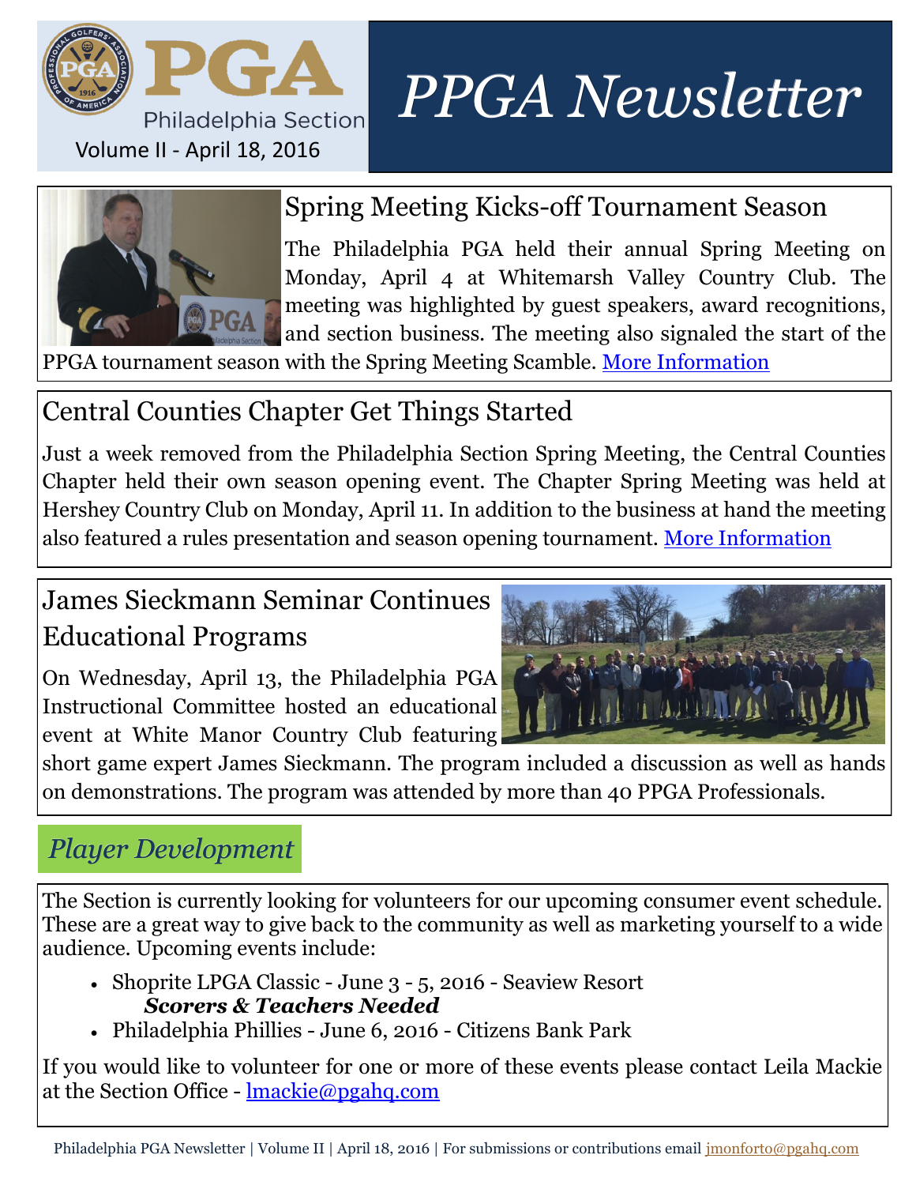PGA Philadelphia Section

Volume II - April 18, 2016

# PPGA Newsletter

## Spring Meeting Kicks-off Tournament Season

The Philadelphia PGA held their annual Spring Meeting on Monday, April 4 at Whitemarsh Valley Country Club. The meeting was highlighted by guest speakers, award recognitions, and section business. The meeting also signaled the start of the PPGA tournament season with the Spring Meeting Scamble. [More Information]

## Central Counties Chapter Get Things Started

Just a week removed from the Philadelphia Section Spring Meeting, the Central Counties Chapter held their own season opening event. The Chapter Spring Meeting was held at Hershey Country Club on Monday, April 11. In addition to the business at hand the meeting also featured a rules presentation and season opening tournament. [More Information]

## James Sieckmann Seminar Continues Educational Programs

On Wednesday, April 13, the Philadelphia PGA Instructional Committee hosted an educational event at White Manor Country Club featuring short game expert James Sieckmann. The program included a discussion as well as hands on demonstrations. The program was attended by more than 40 PPGA Professionals.

## *Player Development*

The Section is currently looking for volunteers for our upcoming consumer event schedule. These are a great way to give back to the community as well as marketing yourself to a wide audience. Upcoming events include:

- Shoprite LPGA Classic - June 3 - 5, 2016 - Seaview Resort
  ***Scorers & Teachers Needed***
- Philadelphia Phillies - June 6, 2016 - Citizens Bank Park

If you would like to volunteer for one or more of these events please contact Leila Mackie at the Section Office - lmackie@pgahq.com

Philadelphia PGA Newsletter | Volume II | April 18, 2016 | For submissions or contributions email jmonforto@pgahq.com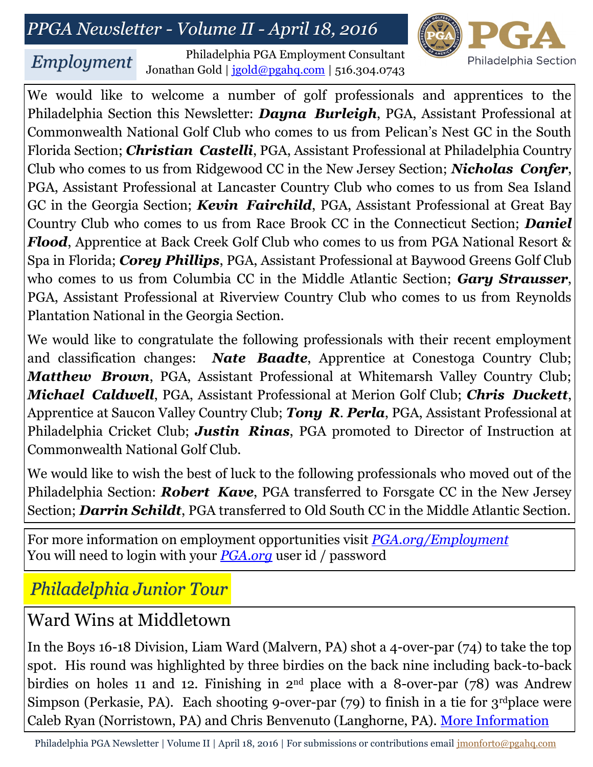# PPGA Newsletter - Volume II - April 18, 2016

## Employment

Philadelphia PGA Employment Consultant
Jonathan Gold | [jgold@pgahq.com](mailto:jgold@pgahq.com) | 516.304.0743

We would like to welcome a number of golf professionals and apprentices to the Philadelphia Section this Newsletter: ***Dayna Burleigh***, PGA, Assistant Professional at Commonwealth National Golf Club who comes to us from Pelican's Nest GC in the South Florida Section; ***Christian Castelli***, PGA, Assistant Professional at Philadelphia Country Club who comes to us from Ridgewood CC in the New Jersey Section; ***Nicholas Confer***, PGA, Assistant Professional at Lancaster Country Club who comes to us from Sea Island GC in the Georgia Section; ***Kevin Fairchild***, PGA, Assistant Professional at Great Bay Country Club who comes to us from Race Brook CC in the Connecticut Section; ***Daniel Flood***, Apprentice at Back Creek Golf Club who comes to us from PGA National Resort & Spa in Florida; ***Corey Phillips***, PGA, Assistant Professional at Baywood Greens Golf Club who comes to us from Columbia CC in the Middle Atlantic Section; ***Gary Strausser***, PGA, Assistant Professional at Riverview Country Club who comes to us from Reynolds Plantation National in the Georgia Section.

We would like to congratulate the following professionals with their recent employment and classification changes: ***Nate Baadte***, Apprentice at Conestoga Country Club; ***Matthew Brown***, PGA, Assistant Professional at Whitemarsh Valley Country Club; ***Michael Caldwell***, PGA, Assistant Professional at Merion Golf Club; ***Chris Duckett***, Apprentice at Saucon Valley Country Club; ***Tony R. Perla***, PGA, Assistant Professional at Philadelphia Cricket Club; ***Justin Rinas***, PGA promoted to Director of Instruction at Commonwealth National Golf Club.

We would like to wish the best of luck to the following professionals who moved out of the Philadelphia Section: ***Robert Kave***, PGA transferred to Forsgate CC in the New Jersey Section; ***Darrin Schildt***, PGA transferred to Old South CC in the Middle Atlantic Section.

For more information on employment opportunities visit [*PGA.org/Employment*](PGA.org/Employment)
You will need to login with your [*PGA.org*](PGA.org) user id / password

## Philadelphia Junior Tour

### Ward Wins at Middletown

In the Boys 16-18 Division, Liam Ward (Malvern, PA) shot a 4-over-par (74) to take the top spot. His round was highlighted by three birdies on the back nine including back-to-back birdies on holes 11 and 12. Finishing in 2nd place with a 8-over-par (78) was Andrew Simpson (Perkasie, PA). Each shooting 9-over-par (79) to finish in a tie for 3rd place were Caleb Ryan (Norristown, PA) and Chris Benvenuto (Langhorne, PA). [More Information]()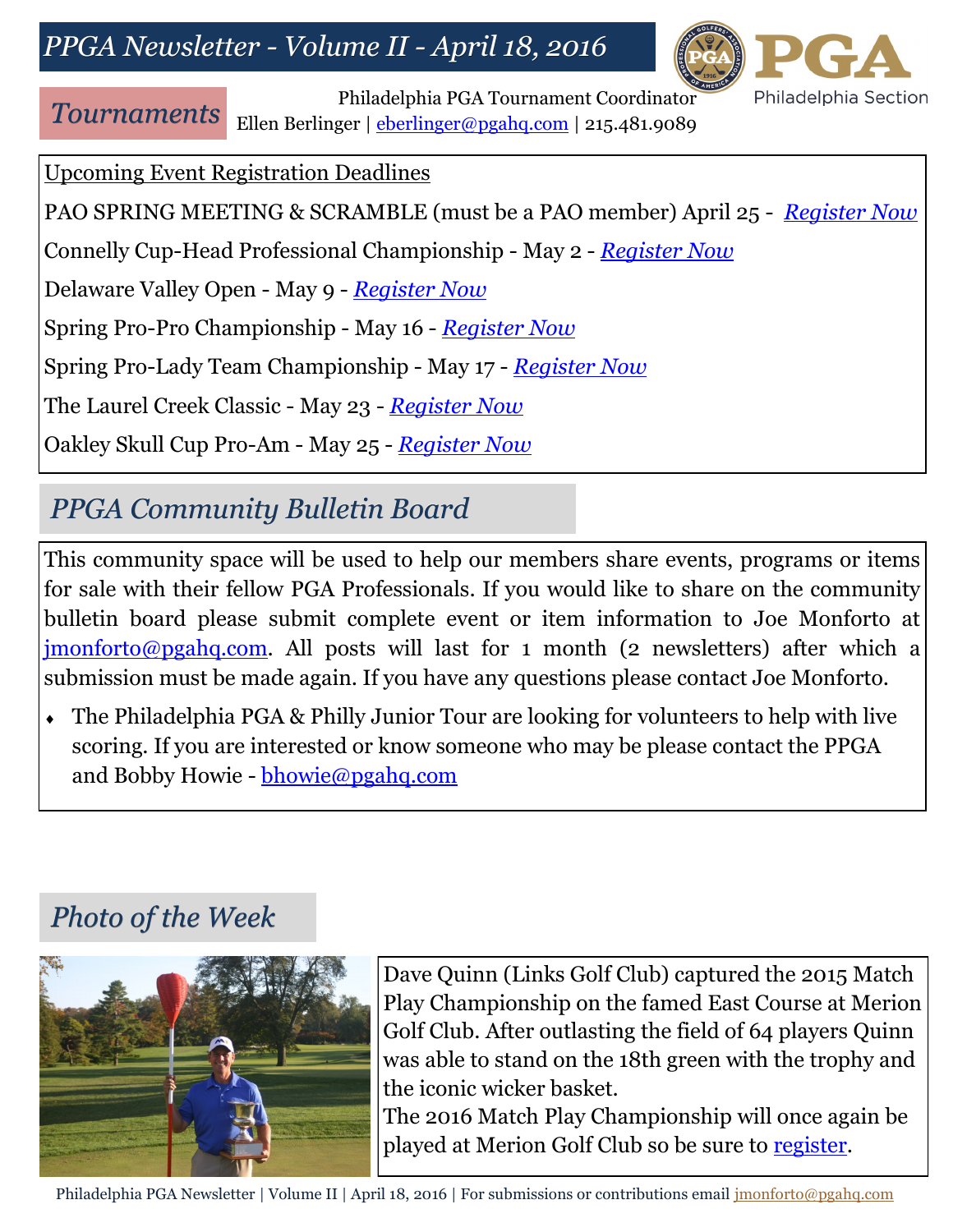# PPGA Newsletter - Volume II - April 18, 2016

## Tournaments

Philadelphia PGA Tournament Coordinator
Ellen Berlinger | eberlinger@pgahq.com | 215.481.9089

Upcoming Event Registration Deadlines

PAO SPRING MEETING & SCRAMBLE (must be a PAO member) April 25 - *Register Now*

Connelly Cup-Head Professional Championship - May 2 - *Register Now*

Delaware Valley Open - May 9 - *Register Now*

Spring Pro-Pro Championship - May 16 - *Register Now*

Spring Pro-Lady Team Championship - May 17 - *Register Now*

The Laurel Creek Classic - May 23 - *Register Now*

Oakley Skull Cup Pro-Am - May 25 - *Register Now*

## PPGA Community Bulletin Board

This community space will be used to help our members share events, programs or items for sale with their fellow PGA Professionals. If you would like to share on the community bulletin board please submit complete event or item information to Joe Monforto at jmonforto@pgahq.com. All posts will last for 1 month (2 newsletters) after which a submission must be made again. If you have any questions please contact Joe Monforto.

- The Philadelphia PGA & Philly Junior Tour are looking for volunteers to help with live scoring. If you are interested or know someone who may be please contact the PPGA and Bobby Howie - bhowie@pgahq.com

## Photo of the Week

Dave Quinn (Links Golf Club) captured the 2015 Match Play Championship on the famed East Course at Merion Golf Club. After outlasting the field of 64 players Quinn was able to stand on the 18th green with the trophy and the iconic wicker basket.

The 2016 Match Play Championship will once again be played at Merion Golf Club so be sure to register.